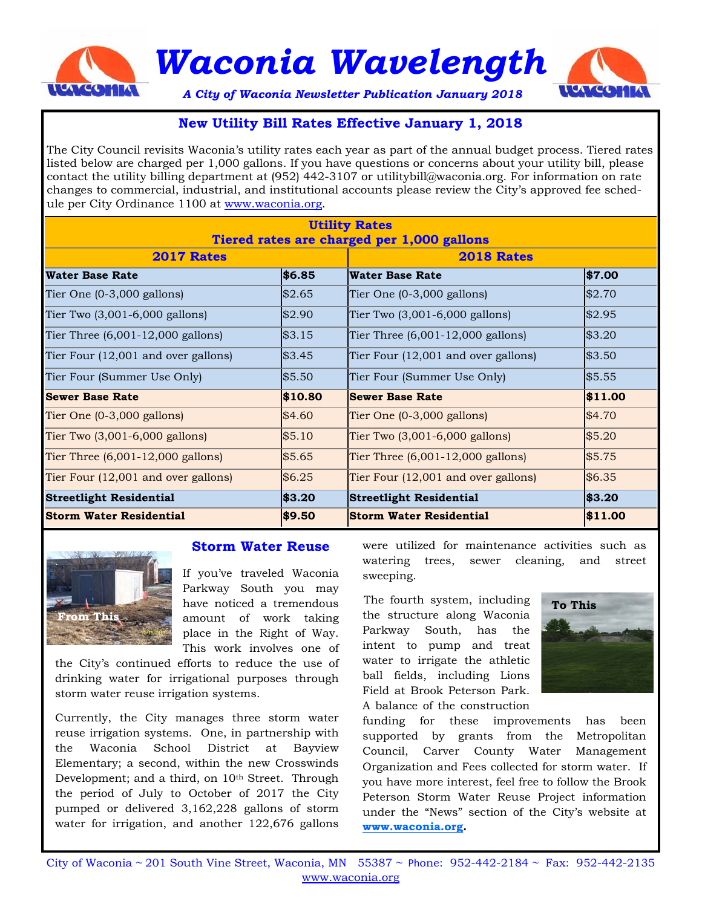# Waconia Wavelength

*A City of Waconia Newsletter Publication January 2018*

## New Utility Bill Rates Effective January 1, 2018

The City Council revisits Waconia's utility rates each year as part of the annual budget process. Tiered rates listed below are charged per 1,000 gallons. If you have questions or concerns about your utility bill, please contact the utility billing department at (952) 442-3107 or utilitybill@waconia.org. For information on rate changes to commercial, industrial, and institutional accounts please review the City's approved fee schedule per City Ordinance 1100 at www.waconia.org.

| Utility Rates<br>Tiered rates are charged per 1,000 gallons | | | |
|---|---|---|---|
| **2017 Rates** | | **2018 Rates** | |
| **Water Base Rate** | **$6.85** | **Water Base Rate** | **$7.00** |
| Tier One (0-3,000 gallons) | $2.65 | Tier One (0-3,000 gallons) | $2.70 |
| Tier Two (3,001-6,000 gallons) | $2.90 | Tier Two (3,001-6,000 gallons) | $2.95 |
| Tier Three (6,001-12,000 gallons) | $3.15 | Tier Three (6,001-12,000 gallons) | $3.20 |
| Tier Four (12,001 and over gallons) | $3.45 | Tier Four (12,001 and over gallons) | $3.50 |
| Tier Four (Summer Use Only) | $5.50 | Tier Four (Summer Use Only) | $5.55 |
| **Sewer Base Rate** | **$10.80** | **Sewer Base Rate** | **$11.00** |
| Tier One (0-3,000 gallons) | $4.60 | Tier One (0-3,000 gallons) | $4.70 |
| Tier Two (3,001-6,000 gallons) | $5.10 | Tier Two (3,001-6,000 gallons) | $5.20 |
| Tier Three (6,001-12,000 gallons) | $5.65 | Tier Three (6,001-12,000 gallons) | $5.75 |
| Tier Four (12,001 and over gallons) | $6.25 | Tier Four (12,001 and over gallons) | $6.35 |
| **Streetlight Residential** | **$3.20** | **Streetlight Residential** | **$3.20** |
| **Storm Water Residential** | **$9.50** | **Storm Water Residential** | **$11.00** |

## Storm Water Reuse

From This

If you've traveled Waconia Parkway South you may have noticed a tremendous amount of work taking place in the Right of Way. This work involves one of the City's continued efforts to reduce the use of drinking water for irrigational purposes through storm water reuse irrigation systems.

Currently, the City manages three storm water reuse irrigation systems. One, in partnership with the Waconia School District at Bayview Elementary; a second, within the new Crosswinds Development; and a third, on 10th Street. Through the period of July to October of 2017 the City pumped or delivered 3,162,228 gallons of storm water for irrigation, and another 122,676 gallons were utilized for maintenance activities such as watering trees, sewer cleaning, and street sweeping.

To This

The fourth system, including the structure along Waconia Parkway South, has the intent to pump and treat water to irrigate the athletic ball fields, including Lions Field at Brook Peterson Park. A balance of the construction funding for these improvements has been supported by grants from the Metropolitan Council, Carver County Water Management Organization and Fees collected for storm water. If you have more interest, feel free to follow the Brook Peterson Storm Water Reuse Project information under the "News" section of the City's website at **www.waconia.org**.

City of Waconia ~ 201 South Vine Street, Waconia, MN 55387 ~ Phone: 952-442-2184 ~ Fax: 952-442-2135
www.waconia.org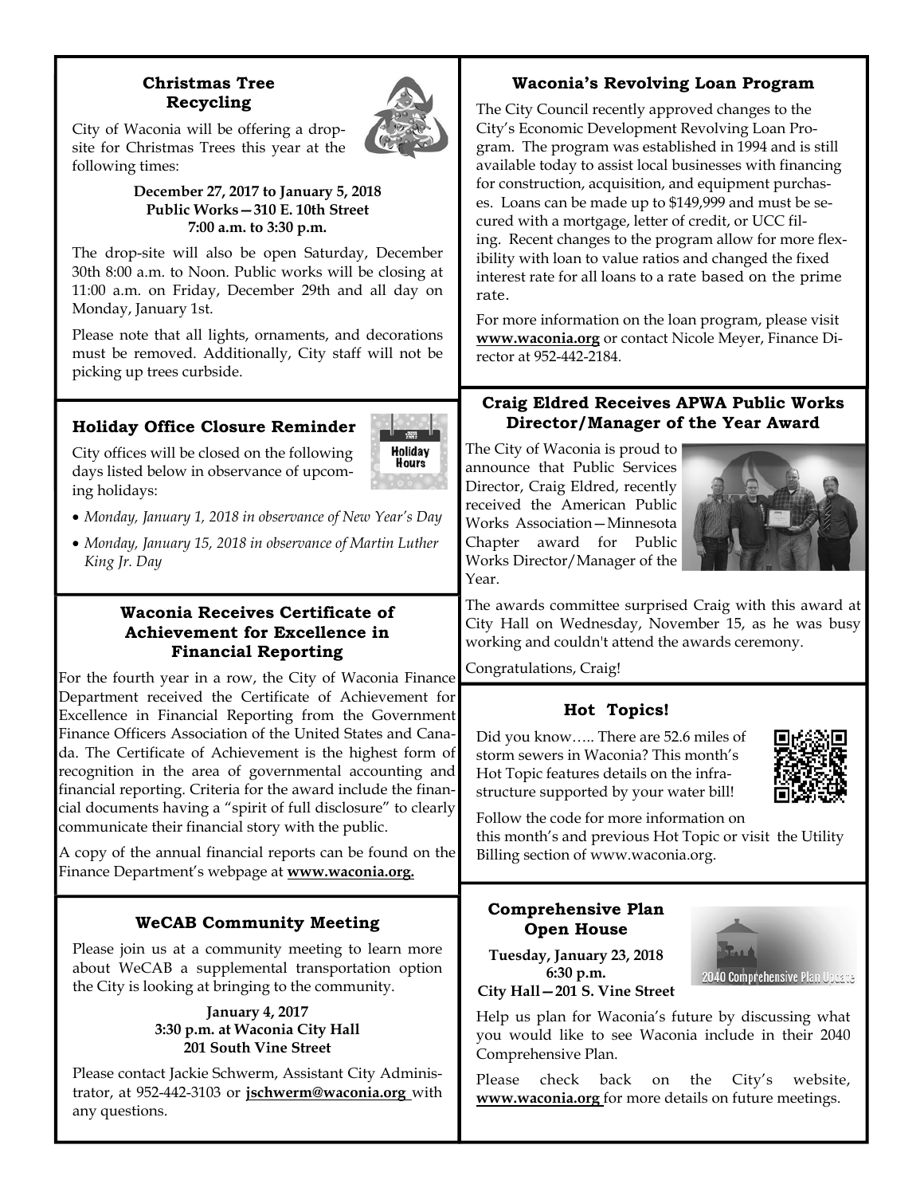## Christmas Tree Recycling

City of Waconia will be offering a drop-site for Christmas Trees this year at the following times:

**December 27, 2017 to January 5, 2018**
**Public Works—310 E. 10th Street**
**7:00 a.m. to 3:30 p.m.**

The drop-site will also be open Saturday, December 30th 8:00 a.m. to Noon. Public works will be closing at 11:00 a.m. on Friday, December 29th and all day on Monday, January 1st.

Please note that all lights, ornaments, and decorations must be removed. Additionally, City staff will not be picking up trees curbside.

## Holiday Office Closure Reminder

City offices will be closed on the following days listed below in observance of upcoming holidays:

- *Monday, January 1, 2018 in observance of New Year's Day*
- *Monday, January 15, 2018 in observance of Martin Luther King Jr. Day*

## Waconia Receives Certificate of Achievement for Excellence in Financial Reporting

For the fourth year in a row, the City of Waconia Finance Department received the Certificate of Achievement for Excellence in Financial Reporting from the Government Finance Officers Association of the United States and Canada. The Certificate of Achievement is the highest form of recognition in the area of governmental accounting and financial reporting. Criteria for the award include the financial documents having a "spirit of full disclosure" to clearly communicate their financial story with the public.

A copy of the annual financial reports can be found on the Finance Department's webpage at **www.waconia.org.**

## WeCAB Community Meeting

Please join us at a community meeting to learn more about WeCAB a supplemental transportation option the City is looking at bringing to the community.

**January 4, 2017**
**3:30 p.m. at Waconia City Hall**
**201 South Vine Street**

Please contact Jackie Schwerm, Assistant City Administrator, at 952-442-3103 or **jschwerm@waconia.org** with any questions.

## Waconia's Revolving Loan Program

The City Council recently approved changes to the City's Economic Development Revolving Loan Program. The program was established in 1994 and is still available today to assist local businesses with financing for construction, acquisition, and equipment purchases. Loans can be made up to $149,999 and must be secured with a mortgage, letter of credit, or UCC filing. Recent changes to the program allow for more flexibility with loan to value ratios and changed the fixed interest rate for all loans to a rate based on the prime rate.

For more information on the loan program, please visit **www.waconia.org** or contact Nicole Meyer, Finance Director at 952-442-2184.

## Craig Eldred Receives APWA Public Works Director/Manager of the Year Award

The City of Waconia is proud to announce that Public Services Director, Craig Eldred, recently received the American Public Works Association—Minnesota Chapter award for Public Works Director/Manager of the Year.

The awards committee surprised Craig with this award at City Hall on Wednesday, November 15, as he was busy working and couldn't attend the awards ceremony.

Congratulations, Craig!

## Hot Topics!

Did you know….. There are 52.6 miles of storm sewers in Waconia? This month's Hot Topic features details on the infrastructure supported by your water bill!

Follow the code for more information on this month's and previous Hot Topic or visit the Utility Billing section of www.waconia.org.

## Comprehensive Plan Open House

**Tuesday, January 23, 2018**
**6:30 p.m.**
**City Hall—201 S. Vine Street**

2040 Comprehensive Plan Update

Help us plan for Waconia's future by discussing what you would like to see Waconia include in their 2040 Comprehensive Plan.

Please check back on the City's website, **www.waconia.org** for more details on future meetings.